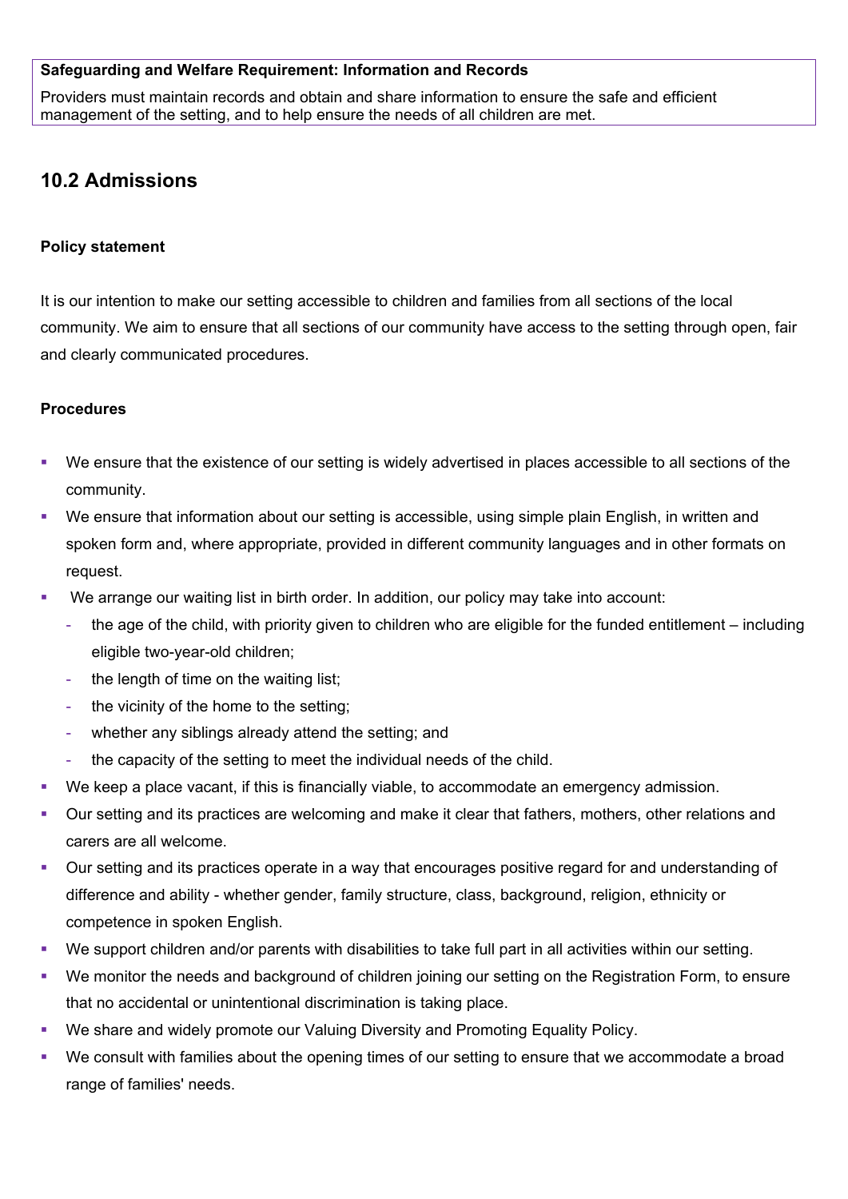**Safeguarding and Welfare Requirement: Information and Records**

Providers must maintain records and obtain and share information to ensure the safe and efficient management of the setting, and to help ensure the needs of all children are met.

## 10.2 Admissions

### Policy statement

It is our intention to make our setting accessible to children and families from all sections of the local community. We aim to ensure that all sections of our community have access to the setting through open, fair and clearly communicated procedures.

### Procedures

- We ensure that the existence of our setting is widely advertised in places accessible to all sections of the community.
- We ensure that information about our setting is accessible, using simple plain English, in written and spoken form and, where appropriate, provided in different community languages and in other formats on request.
- We arrange our waiting list in birth order. In addition, our policy may take into account:
  - the age of the child, with priority given to children who are eligible for the funded entitlement – including eligible two-year-old children;
  - the length of time on the waiting list;
  - the vicinity of the home to the setting;
  - whether any siblings already attend the setting; and
  - the capacity of the setting to meet the individual needs of the child.
- We keep a place vacant, if this is financially viable, to accommodate an emergency admission.
- Our setting and its practices are welcoming and make it clear that fathers, mothers, other relations and carers are all welcome.
- Our setting and its practices operate in a way that encourages positive regard for and understanding of difference and ability - whether gender, family structure, class, background, religion, ethnicity or competence in spoken English.
- We support children and/or parents with disabilities to take full part in all activities within our setting.
- We monitor the needs and background of children joining our setting on the Registration Form, to ensure that no accidental or unintentional discrimination is taking place.
- We share and widely promote our Valuing Diversity and Promoting Equality Policy.
- We consult with families about the opening times of our setting to ensure that we accommodate a broad range of families' needs.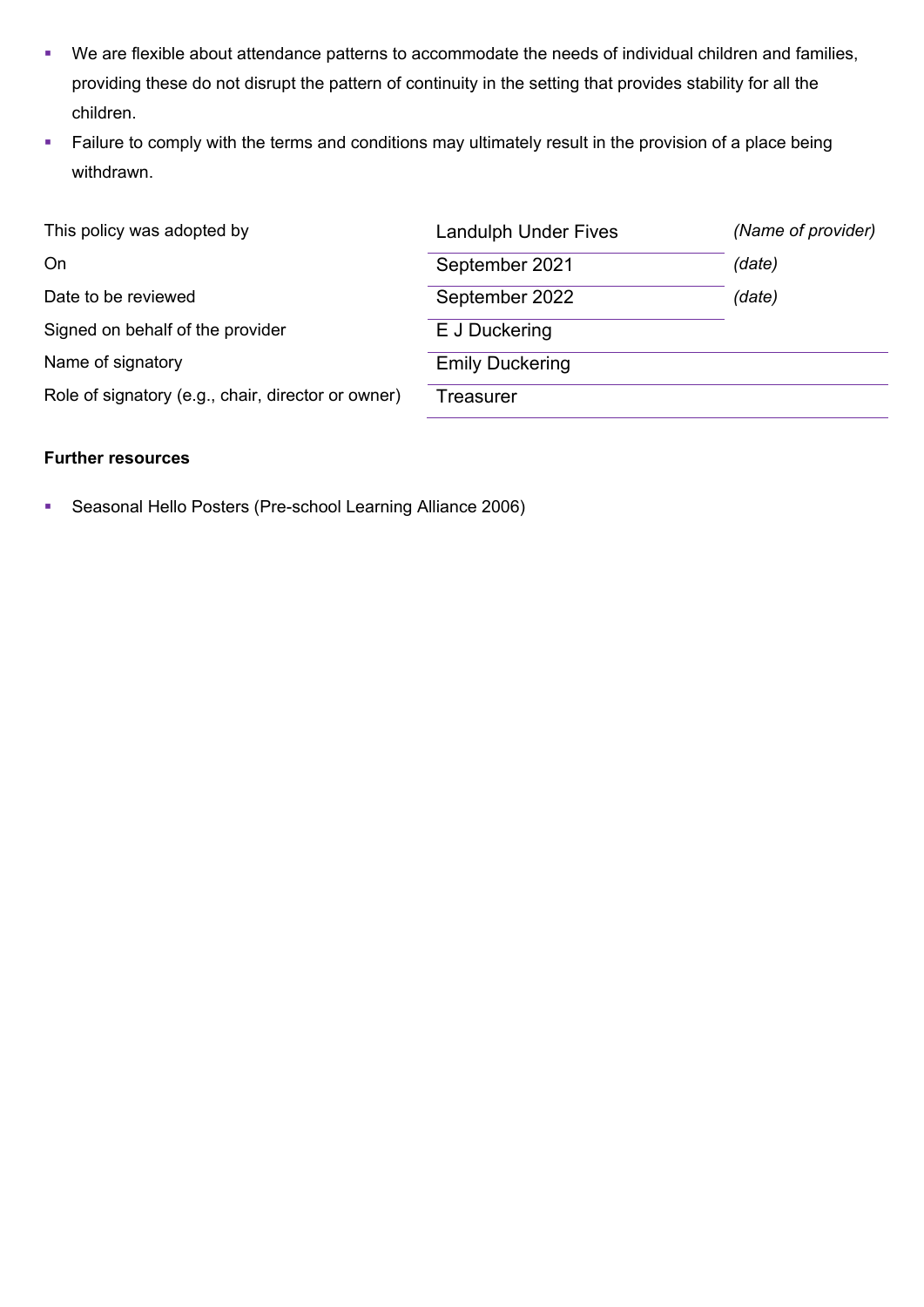- We are flexible about attendance patterns to accommodate the needs of individual children and families, providing these do not disrupt the pattern of continuity in the setting that provides stability for all the children.
- Failure to comply with the terms and conditions may ultimately result in the provision of a place being withdrawn.

| | | |
|---|---|---|
| This policy was adopted by | Landulph Under Fives | *(Name of provider)* |
| On | September 2021 | *(date)* |
| Date to be reviewed | September 2022 | *(date)* |
| Signed on behalf of the provider | E J Duckering | |
| Name of signatory | Emily Duckering | |
| Role of signatory (e.g., chair, director or owner) | Treasurer | |

**Further resources**

- Seasonal Hello Posters (Pre-school Learning Alliance 2006)